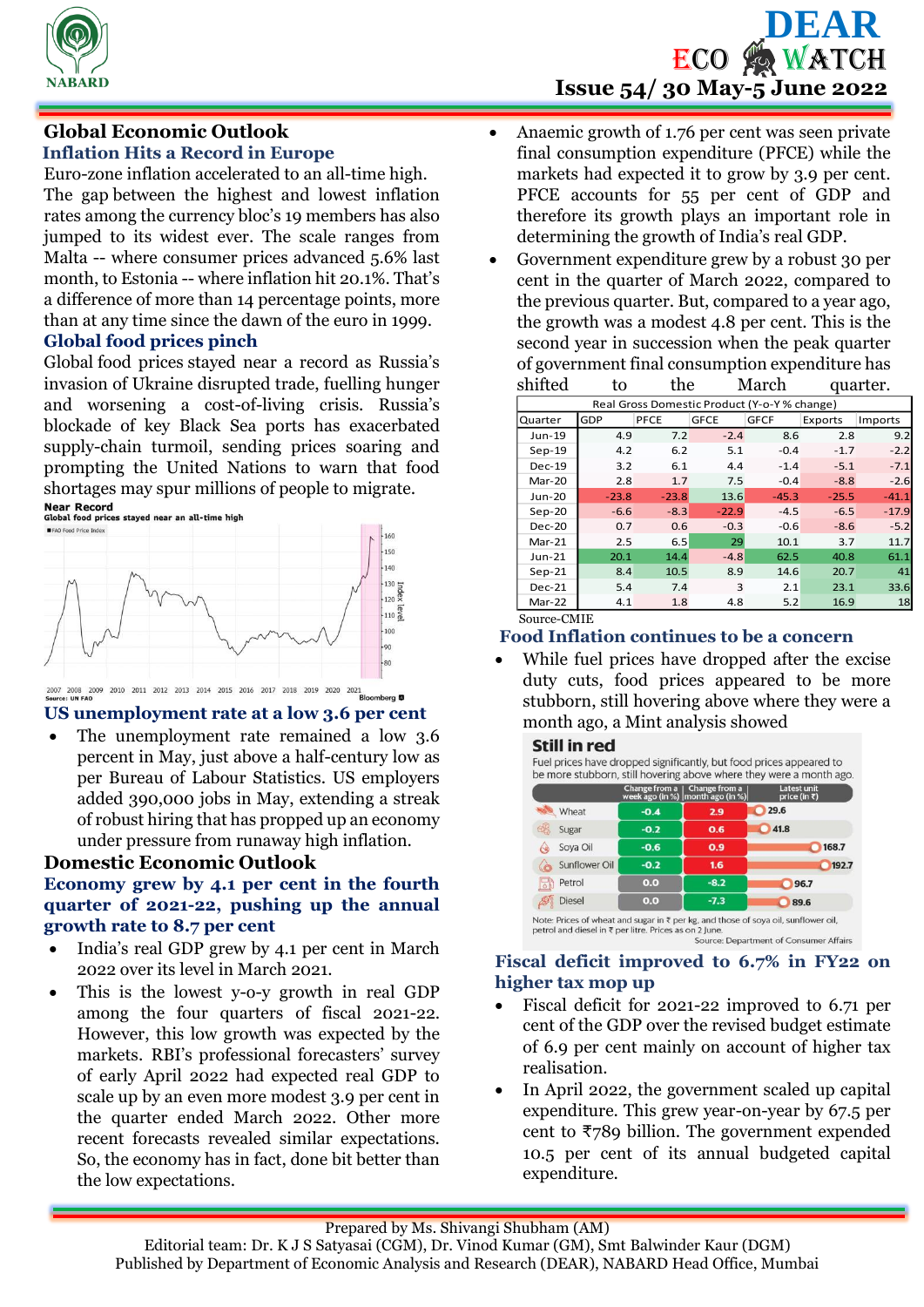# DEAR ECO WATCH

**Issue 54/ 30 May-5 June 2022**

## Global Economic Outlook

### Inflation Hits a Record in Europe

Euro-zone inflation accelerated to an all-time high. The gap between the highest and lowest inflation rates among the currency bloc's 19 members has also jumped to its widest ever. The scale ranges from Malta -- where consumer prices advanced 5.6% last month, to Estonia -- where inflation hit 20.1%. That's a difference of more than 14 percentage points, more than at any time since the dawn of the euro in 1999.

### Global food prices pinch

Global food prices stayed near a record as Russia's invasion of Ukraine disrupted trade, fuelling hunger and worsening a cost-of-living crisis. Russia's blockade of key Black Sea ports has exacerbated supply-chain turmoil, sending prices soaring and prompting the United Nations to warn that food shortages may spur millions of people to migrate.

**Near Record**
Global food prices stayed near an all-time high

Source: UN FAO — Bloomberg

### US unemployment rate at a low 3.6 per cent

- The unemployment rate remained a low 3.6 percent in May, just above a half-century low as per Bureau of Labour Statistics. US employers added 390,000 jobs in May, extending a streak of robust hiring that has propped up an economy under pressure from runaway high inflation.

## Domestic Economic Outlook

### Economy grew by 4.1 per cent in the fourth quarter of 2021-22, pushing up the annual growth rate to 8.7 per cent

- India's real GDP grew by 4.1 per cent in March 2022 over its level in March 2021.
- This is the lowest y-o-y growth in real GDP among the four quarters of fiscal 2021-22. However, this low growth was expected by the markets. RBI's professional forecasters' survey of early April 2022 had expected real GDP to scale up by an even more modest 3.9 per cent in the quarter ended March 2022. Other more recent forecasts revealed similar expectations. So, the economy has in fact, done bit better than the low expectations.
- Anaemic growth of 1.76 per cent was seen private final consumption expenditure (PFCE) while the markets had expected it to grow by 3.9 per cent. PFCE accounts for 55 per cent of GDP and therefore its growth plays an important role in determining the growth of India's real GDP.
- Government expenditure grew by a robust 30 per cent in the quarter of March 2022, compared to the previous quarter. But, compared to a year ago, the growth was a modest 4.8 per cent. This is the second year in succession when the peak quarter of government final consumption expenditure has shifted to the March quarter.

| Real Gross Domestic Product (Y-o-Y % change) | | | | | | |
|---|---|---|---|---|---|---|
| Quarter | GDP | PFCE | GFCE | GFCF | Exports | Imports |
| Jun-19 | 4.9 | 7.2 | -2.4 | 8.6 | 2.8 | 9.2 |
| Sep-19 | 4.2 | 6.2 | 5.1 | -0.4 | -1.7 | -2.2 |
| Dec-19 | 3.2 | 6.1 | 4.4 | -1.4 | -5.1 | -7.1 |
| Mar-20 | 2.8 | 1.7 | 7.5 | -0.4 | -8.8 | -2.6 |
| Jun-20 | -23.8 | -23.8 | 13.6 | -45.3 | -25.5 | -41.1 |
| Sep-20 | -6.6 | -8.3 | -22.9 | -4.5 | -6.5 | -17.9 |
| Dec-20 | 0.7 | 0.6 | -0.3 | -0.6 | -8.6 | -5.2 |
| Mar-21 | 2.5 | 6.5 | 29 | 10.1 | 3.7 | 11.7 |
| Jun-21 | 20.1 | 14.4 | -4.8 | 62.5 | 40.8 | 61.1 |
| Sep-21 | 8.4 | 10.5 | 8.9 | 14.6 | 20.7 | 41 |
| Dec-21 | 5.4 | 7.4 | 3 | 2.1 | 23.1 | 33.6 |
| Mar-22 | 4.1 | 1.8 | 4.8 | 5.2 | 16.9 | 18 |

Source-CMIE

### Food Inflation continues to be a concern

- While fuel prices have dropped after the excise duty cuts, food prices appeared to be more stubborn, still hovering above where they were a month ago, a Mint analysis showed

**Still in red**
Fuel prices have dropped significantly, but food prices appeared to be more stubborn, still hovering above where they were a month ago.

| | Change from a week ago (in %) | Change from a month ago (in %) | Latest unit price (in ₹) |
|---|---|---|---|
| Wheat | -0.4 | 2.9 | 29.6 |
| Sugar | -0.2 | 0.6 | 41.8 |
| Soya Oil | -0.6 | 0.9 | 168.7 |
| Sunflower Oil | -0.2 | 1.6 | 192.7 |
| Petrol | 0.0 | -8.2 | 96.7 |
| Diesel | 0.0 | -7.3 | 89.6 |

Note: Prices of wheat and sugar in ₹ per kg, and those of soya oil, sunflower oil, petrol and diesel in ₹ per litre. Prices as on 2 June.
Source: Department of Consumer Affairs

### Fiscal deficit improved to 6.7% in FY22 on higher tax mop up

- Fiscal deficit for 2021-22 improved to 6.71 per cent of the GDP over the revised budget estimate of 6.9 per cent mainly on account of higher tax realisation.
- In April 2022, the government scaled up capital expenditure. This grew year-on-year by 67.5 per cent to ₹789 billion. The government expended 10.5 per cent of its annual budgeted capital expenditure.

Prepared by Ms. Shivangi Shubham (AM)
Editorial team: Dr. K J S Satyasai (CGM), Dr. Vinod Kumar (GM), Smt Balwinder Kaur (DGM)
Published by Department of Economic Analysis and Research (DEAR), NABARD Head Office, Mumbai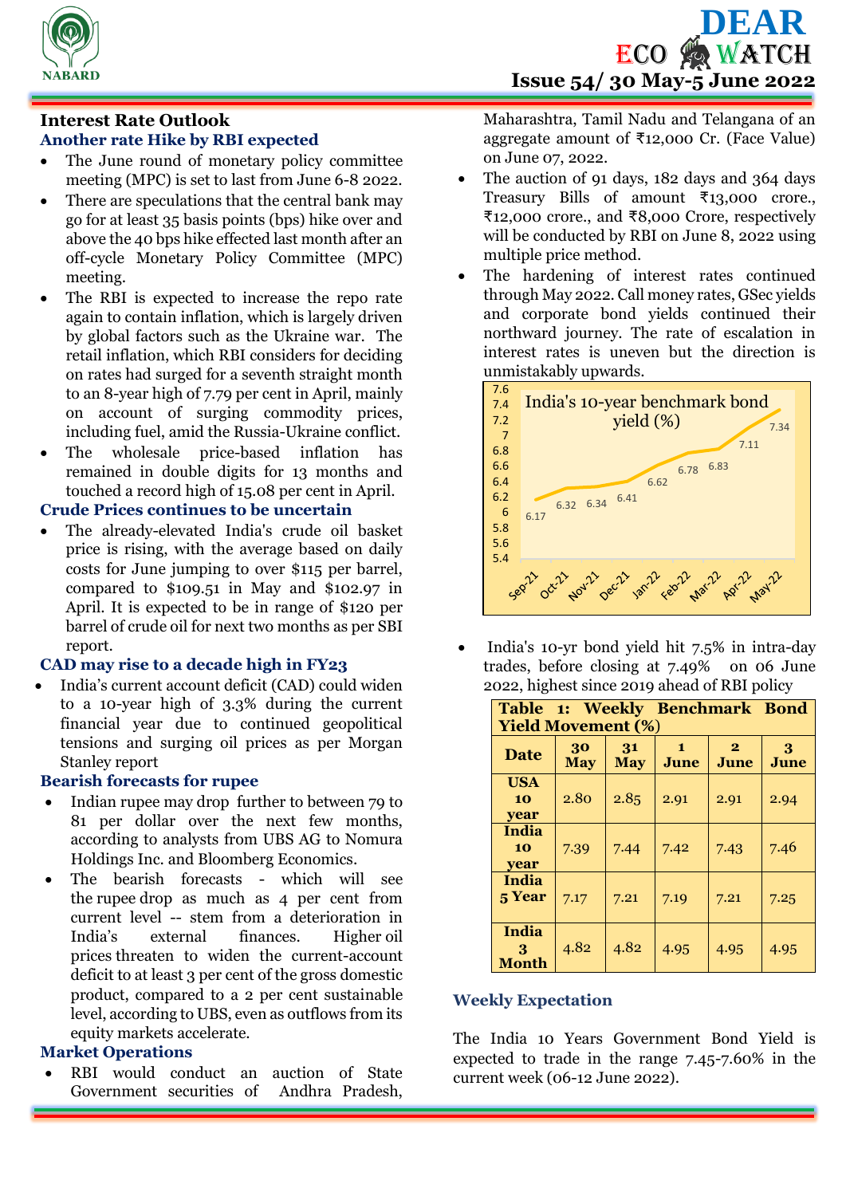# Interest Rate Outlook

## Another rate Hike by RBI expected

- The June round of monetary policy committee meeting (MPC) is set to last from June 6-8 2022.
- There are speculations that the central bank may go for at least 35 basis points (bps) hike over and above the 40 bps hike effected last month after an off-cycle Monetary Policy Committee (MPC) meeting.
- The RBI is expected to increase the repo rate again to contain inflation, which is largely driven by global factors such as the Ukraine war. The retail inflation, which RBI considers for deciding on rates had surged for a seventh straight month to an 8-year high of 7.79 per cent in April, mainly on account of surging commodity prices, including fuel, amid the Russia-Ukraine conflict.
- The wholesale price-based inflation has remained in double digits for 13 months and touched a record high of 15.08 per cent in April.

## Crude Prices continues to be uncertain

- The already-elevated India's crude oil basket price is rising, with the average based on daily costs for June jumping to over $115 per barrel, compared to $109.51 in May and $102.97 in April. It is expected to be in range of $120 per barrel of crude oil for next two months as per SBI report.

## CAD may rise to a decade high in FY23

- India's current account deficit (CAD) could widen to a 10-year high of 3.3% during the current financial year due to continued geopolitical tensions and surging oil prices as per Morgan Stanley report

## Bearish forecasts for rupee

- Indian rupee may drop further to between 79 to 81 per dollar over the next few months, according to analysts from UBS AG to Nomura Holdings Inc. and Bloomberg Economics.
- The bearish forecasts - which will see the rupee drop as much as 4 per cent from current level -- stem from a deterioration in India's external finances. Higher oil prices threaten to widen the current-account deficit to at least 3 per cent of the gross domestic product, compared to a 2 per cent sustainable level, according to UBS, even as outflows from its equity markets accelerate.

## Market Operations

- RBI would conduct an auction of State Government securities of Andhra Pradesh, Maharashtra, Tamil Nadu and Telangana of an aggregate amount of ₹12,000 Cr. (Face Value) on June 07, 2022.
- The auction of 91 days, 182 days and 364 days Treasury Bills of amount ₹13,000 crore., ₹12,000 crore., and ₹8,000 Crore, respectively will be conducted by RBI on June 8, 2022 using multiple price method.
- The hardening of interest rates continued through May 2022. Call money rates, GSec yields and corporate bond yields continued their northward journey. The rate of escalation in interest rates is uneven but the direction is unmistakably upwards.

India's 10-year benchmark bond yield (%)

7.6
7.4
7.2
7
6.8
6.6
6.4
6.2
6
5.8
5.6
5.4

6.17
6.32
6.34
6.41
6.62
6.78
6.83
7.11
7.34

Sep-21
Oct-21
Nov-21
Dec-21
Jan-22
Feb-22
Mar-22
Apr-22
May-22

- India's 10-yr bond yield hit 7.5% in intra-day trades, before closing at 7.49% on 06 June 2022, highest since 2019 ahead of RBI policy

**Table 1: Weekly Benchmark Bond Yield Movement (%)**

| Date | 30 May | 31 May | 1 June | 2 June | 3 June |
|---|---|---|---|---|---|
| USA 10 year | 2.80 | 2.85 | 2.91 | 2.91 | 2.94 |
| India 10 year | 7.39 | 7.44 | 7.42 | 7.43 | 7.46 |
| India 5 Year | 7.17 | 7.21 | 7.19 | 7.21 | 7.25 |
| India 3 Month | 4.82 | 4.82 | 4.95 | 4.95 | 4.95 |

## Weekly Expectation

The India 10 Years Government Bond Yield is expected to trade in the range 7.45-7.60% in the current week (06-12 June 2022).